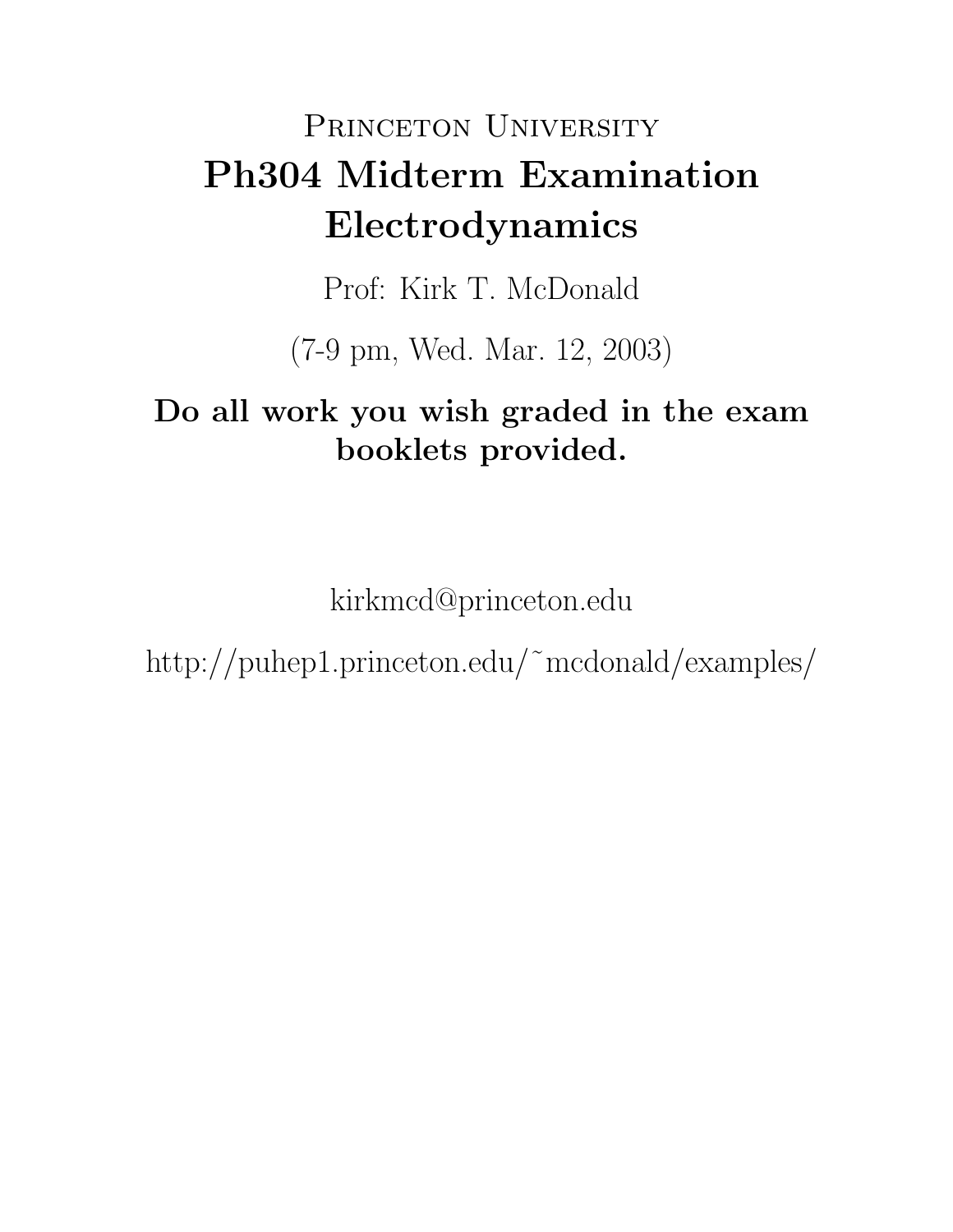# Princeton University

# Ph304 Midterm Examination
# Electrodynamics

Prof: Kirk T. McDonald

(7-9 pm, Wed. Mar. 12, 2003)

**Do all work you wish graded in the exam booklets provided.**

kirkmcd@princeton.edu

http://puhep1.princeton.edu/~mcdonald/examples/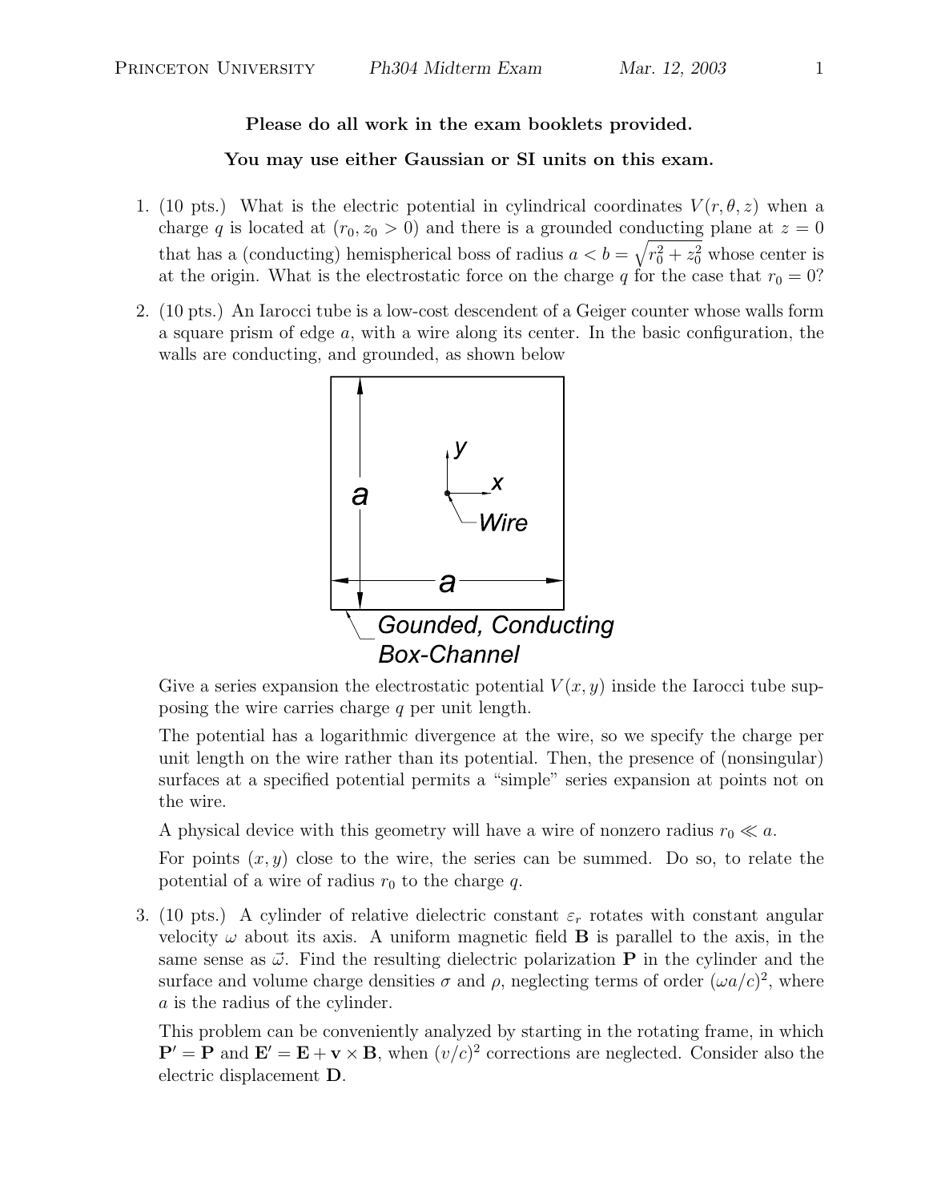**Please do all work in the exam booklets provided.**

**You may use either Gaussian or SI units on this exam.**

1. (10 pts.) What is the electric potential in cylindrical coordinates $V(r, \theta, z)$ when a charge $q$ is located at $(r_0, z_0 > 0)$ and there is a grounded conducting plane at $z = 0$ that has a (conducting) hemispherical boss of radius $a < b = \sqrt{r_0^2 + z_0^2}$ whose center is at the origin. What is the electrostatic force on the charge $q$ for the case that $r_0 = 0$?

2. (10 pts.) An Iarocci tube is a low-cost descendent of a Geiger counter whose walls form a square prism of edge $a$, with a wire along its center. In the basic configuration, the walls are conducting, and grounded, as shown below

   Give a series expansion the electrostatic potential $V(x, y)$ inside the Iarocci tube supposing the wire carries charge $q$ per unit length.

   The potential has a logarithmic divergence at the wire, so we specify the charge per unit length on the wire rather than its potential. Then, the presence of (nonsingular) surfaces at a specified potential permits a "simple" series expansion at points not on the wire.

   A physical device with this geometry will have a wire of nonzero radius $r_0 \ll a$.

   For points $(x, y)$ close to the wire, the series can be summed. Do so, to relate the potential of a wire of radius $r_0$ to the charge $q$.

3. (10 pts.) A cylinder of relative dielectric constant $\varepsilon_r$ rotates with constant angular velocity $\omega$ about its axis. A uniform magnetic field $\mathbf{B}$ is parallel to the axis, in the same sense as $\vec{\omega}$. Find the resulting dielectric polarization $\mathbf{P}$ in the cylinder and the surface and volume charge densities $\sigma$ and $\rho$, neglecting terms of order $(\omega a/c)^2$, where $a$ is the radius of the cylinder.

   This problem can be conveniently analyzed by starting in the rotating frame, in which $\mathbf{P}' = \mathbf{P}$ and $\mathbf{E}' = \mathbf{E} + \mathbf{v} \times \mathbf{B}$, when $(v/c)^2$ corrections are neglected. Consider also the electric displacement $\mathbf{D}$.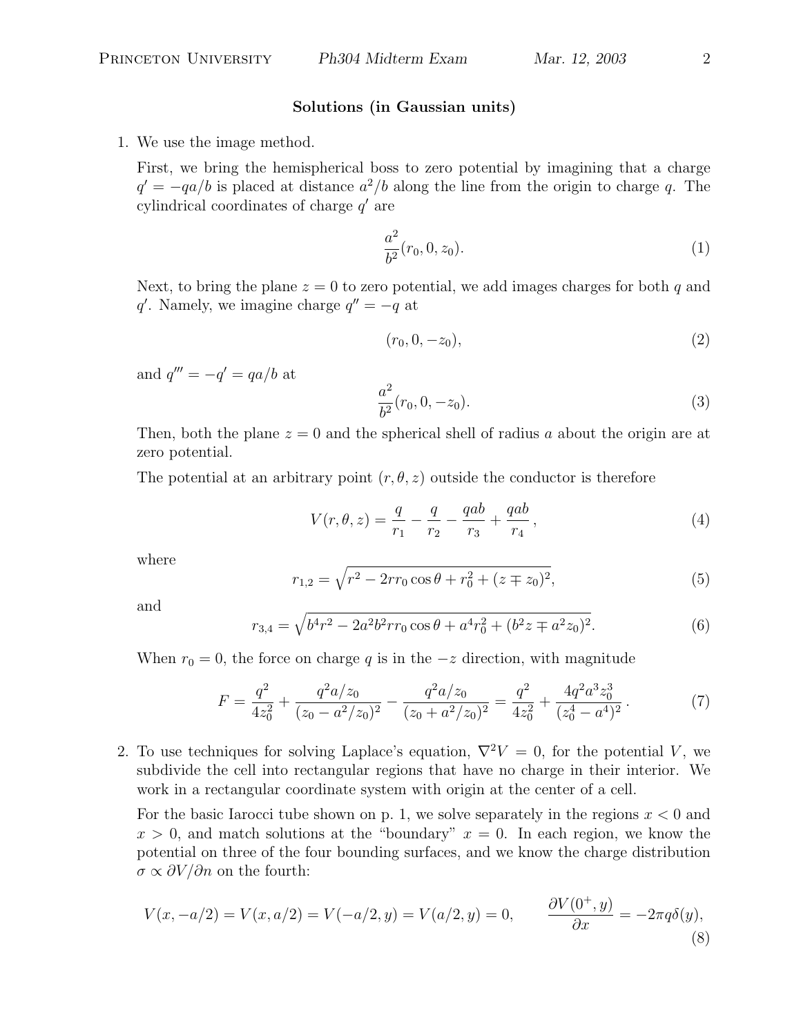## Solutions (in Gaussian units)

1. We use the image method.

   First, we bring the hemispherical boss to zero potential by imagining that a charge $q' = -qa/b$ is placed at distance $a^2/b$ along the line from the origin to charge $q$. The cylindrical coordinates of charge $q'$ are

$$\frac{a^2}{b^2}(r_0, 0, z_0). \tag{1}$$

   Next, to bring the plane $z = 0$ to zero potential, we add images charges for both $q$ and $q'$. Namely, we imagine charge $q'' = -q$ at

$$(r_0, 0, -z_0), \tag{2}$$

   and $q''' = -q' = qa/b$ at

$$\frac{a^2}{b^2}(r_0, 0, -z_0). \tag{3}$$

   Then, both the plane $z = 0$ and the spherical shell of radius $a$ about the origin are at zero potential.

   The potential at an arbitrary point $(r, \theta, z)$ outside the conductor is therefore

$$V(r, \theta, z) = \frac{q}{r_1} - \frac{q}{r_2} - \frac{qab}{r_3} + \frac{qab}{r_4}, \tag{4}$$

   where

$$r_{1,2} = \sqrt{r^2 - 2rr_0 \cos\theta + r_0^2 + (z \mp z_0)^2}, \tag{5}$$

   and

$$r_{3,4} = \sqrt{b^4 r^2 - 2a^2 b^2 r r_0 \cos\theta + a^4 r_0^2 + (b^2 z \mp a^2 z_0)^2}. \tag{6}$$

   When $r_0 = 0$, the force on charge $q$ is in the $-z$ direction, with magnitude

$$F = \frac{q^2}{4z_0^2} + \frac{q^2 a/z_0}{(z_0 - a^2/z_0)^2} - \frac{q^2 a/z_0}{(z_0 + a^2/z_0)^2} = \frac{q^2}{4z_0^2} + \frac{4q^2 a^3 z_0^3}{(z_0^4 - a^4)^2}. \tag{7}$$

2. To use techniques for solving Laplace's equation, $\nabla^2 V = 0$, for the potential $V$, we subdivide the cell into rectangular regions that have no charge in their interior. We work in a rectangular coordinate system with origin at the center of a cell.

   For the basic Iarocci tube shown on p. 1, we solve separately in the regions $x < 0$ and $x > 0$, and match solutions at the "boundary" $x = 0$. In each region, we know the potential on three of the four bounding surfaces, and we know the charge distribution $\sigma \propto \partial V/\partial n$ on the fourth:

$$V(x, -a/2) = V(x, a/2) = V(-a/2, y) = V(a/2, y) = 0, \qquad \frac{\partial V(0^+, y)}{\partial x} = -2\pi q \delta(y), \tag{8}$$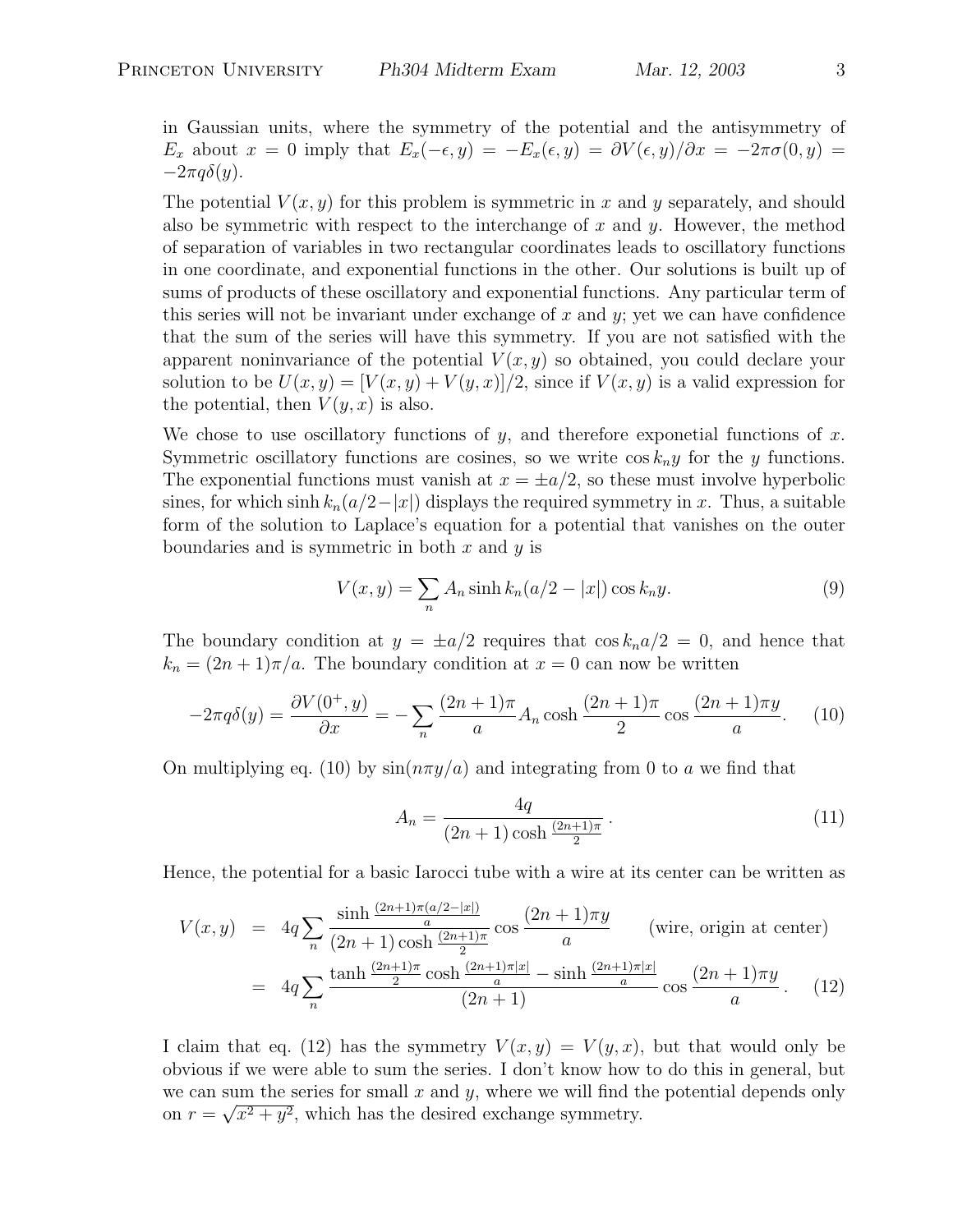in Gaussian units, where the symmetry of the potential and the antisymmetry of $E_x$ about $x = 0$ imply that $E_x(-\epsilon, y) = -E_x(\epsilon, y) = \partial V(\epsilon, y)/\partial x = -2\pi\sigma(0, y) = -2\pi q\delta(y)$.

The potential $V(x, y)$ for this problem is symmetric in $x$ and $y$ separately, and should also be symmetric with respect to the interchange of $x$ and $y$. However, the method of separation of variables in two rectangular coordinates leads to oscillatory functions in one coordinate, and exponential functions in the other. Our solutions is built up of sums of products of these oscillatory and exponential functions. Any particular term of this series will not be invariant under exchange of $x$ and $y$; yet we can have confidence that the sum of the series will have this symmetry. If you are not satisfied with the apparent noninvariance of the potential $V(x, y)$ so obtained, you could declare your solution to be $U(x, y) = [V(x, y) + V(y, x)]/2$, since if $V(x, y)$ is a valid expression for the potential, then $V(y, x)$ is also.

We chose to use oscillatory functions of $y$, and therefore exponetial functions of $x$. Symmetric oscillatory functions are cosines, so we write $\cos k_n y$ for the $y$ functions. The exponential functions must vanish at $x = \pm a/2$, so these must involve hyperbolic sines, for which $\sinh k_n(a/2 - |x|)$ displays the required symmetry in $x$. Thus, a suitable form of the solution to Laplace's equation for a potential that vanishes on the outer boundaries and is symmetric in both $x$ and $y$ is

$$V(x, y) = \sum_n A_n \sinh k_n(a/2 - |x|) \cos k_n y. \tag{9}$$

The boundary condition at $y = \pm a/2$ requires that $\cos k_n a/2 = 0$, and hence that $k_n = (2n + 1)\pi/a$. The boundary condition at $x = 0$ can now be written

$$-2\pi q\delta(y) = \frac{\partial V(0^+, y)}{\partial x} = -\sum_n \frac{(2n+1)\pi}{a} A_n \cosh \frac{(2n+1)\pi}{2} \cos \frac{(2n+1)\pi y}{a}. \tag{10}$$

On multiplying eq. (10) by $\sin(n\pi y/a)$ and integrating from 0 to $a$ we find that

$$A_n = \frac{4q}{(2n+1)\cosh \frac{(2n+1)\pi}{2}}. \tag{11}$$

Hence, the potential for a basic Iarocci tube with a wire at its center can be written as

$$\begin{aligned} V(x, y) &= 4q \sum_n \frac{\sinh \frac{(2n+1)\pi(a/2 - |x|)}{a}}{(2n+1)\cosh \frac{(2n+1)\pi}{2}} \cos \frac{(2n+1)\pi y}{a} \qquad \text{(wire, origin at center)} \\ &= 4q \sum_n \frac{\tanh \frac{(2n+1)\pi}{2} \cosh \frac{(2n+1)\pi|x|}{a} - \sinh \frac{(2n+1)\pi|x|}{a}}{(2n+1)} \cos \frac{(2n+1)\pi y}{a}. \end{aligned} \tag{12}$$

I claim that eq. (12) has the symmetry $V(x, y) = V(y, x)$, but that would only be obvious if we were able to sum the series. I don't know how to do this in general, but we can sum the series for small $x$ and $y$, where we will find the potential depends only on $r = \sqrt{x^2 + y^2}$, which has the desired exchange symmetry.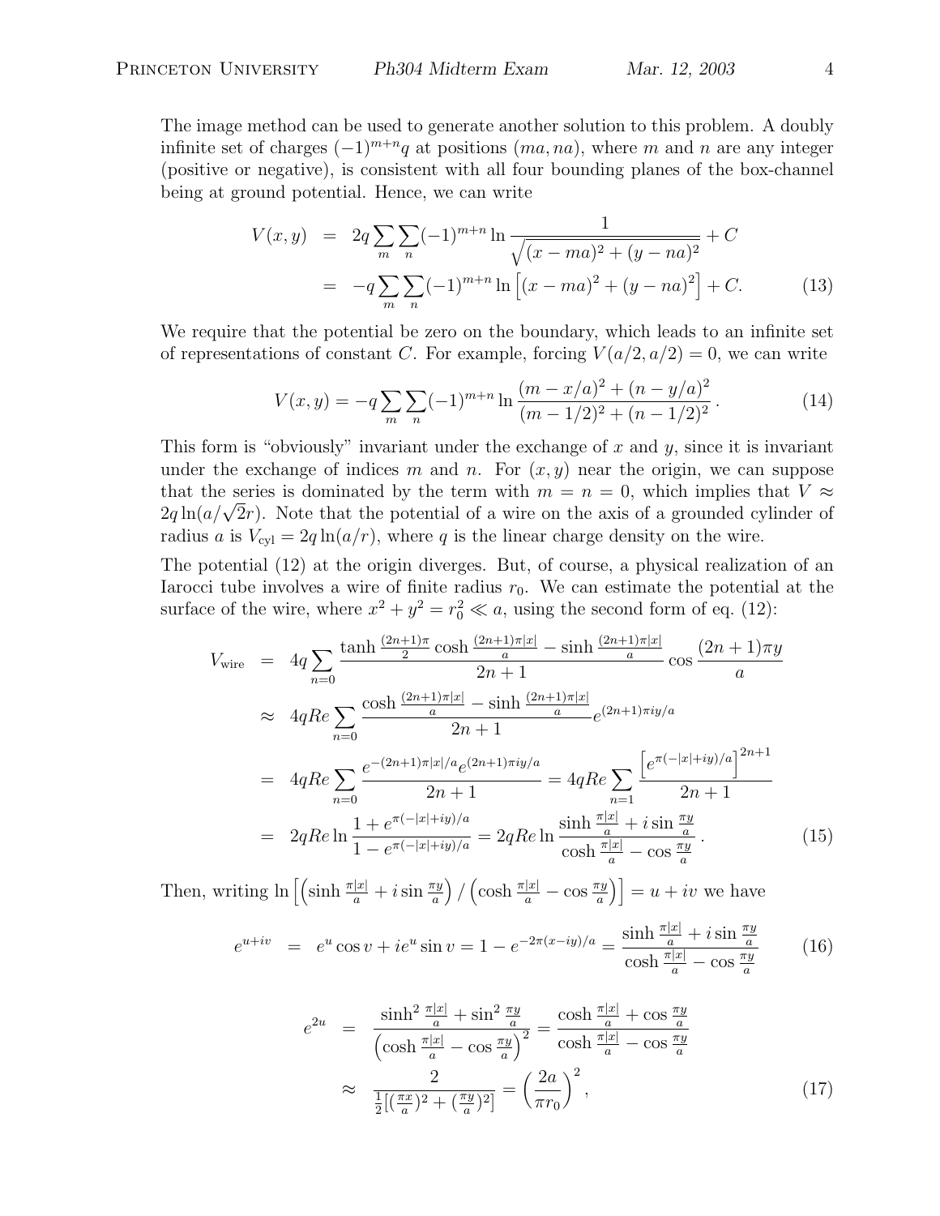The image method can be used to generate another solution to this problem. A doubly infinite set of charges $(-1)^{m+n}q$ at positions $(ma, na)$, where $m$ and $n$ are any integer (positive or negative), is consistent with all four bounding planes of the box-channel being at ground potential. Hence, we can write

$$
\begin{aligned}
V(x,y) &= 2q\sum_m\sum_n(-1)^{m+n}\ln\frac{1}{\sqrt{(x-ma)^2+(y-na)^2}}+C \\
&= -q\sum_m\sum_n(-1)^{m+n}\ln\left[(x-ma)^2+(y-na)^2\right]+C. \qquad (13)
\end{aligned}
$$

We require that the potential be zero on the boundary, which leads to an infinite set of representations of constant $C$. For example, forcing $V(a/2, a/2) = 0$, we can write

$$
V(x,y) = -q\sum_m\sum_n(-1)^{m+n}\ln\frac{(m-x/a)^2+(n-y/a)^2}{(m-1/2)^2+(n-1/2)^2}\,. \qquad (14)
$$

This form is "obviously" invariant under the exchange of $x$ and $y$, since it is invariant under the exchange of indices $m$ and $n$. For $(x, y)$ near the origin, we can suppose that the series is dominated by the term with $m = n = 0$, which implies that $V \approx 2q\ln(a/\sqrt{2}r)$. Note that the potential of a wire on the axis of a grounded cylinder of radius $a$ is $V_{\rm cyl} = 2q\ln(a/r)$, where $q$ is the linear charge density on the wire.

The potential (12) at the origin diverges. But, of course, a physical realization of an Iarocci tube involves a wire of finite radius $r_0$. We can estimate the potential at the surface of the wire, where $x^2 + y^2 = r_0^2 \ll a$, using the second form of eq. (12):

$$
\begin{aligned}
V_{\rm wire} &= 4q\sum_{n=0}\frac{\tanh\frac{(2n+1)\pi}{2}\cosh\frac{(2n+1)\pi|x|}{a}-\sinh\frac{(2n+1)\pi|x|}{a}}{2n+1}\cos\frac{(2n+1)\pi y}{a} \\
&\approx 4qRe\sum_{n=0}\frac{\cosh\frac{(2n+1)\pi|x|}{a}-\sinh\frac{(2n+1)\pi|x|}{a}}{2n+1}e^{(2n+1)\pi iy/a} \\
&= 4qRe\sum_{n=0}\frac{e^{-(2n+1)\pi|x|/a}e^{(2n+1)\pi iy/a}}{2n+1} = 4qRe\sum_{n=1}\frac{\left[e^{\pi(-|x|+iy)/a}\right]^{2n+1}}{2n+1} \\
&= 2qRe\ln\frac{1+e^{\pi(-|x|+iy)/a}}{1-e^{\pi(-|x|+iy)/a}} = 2qRe\ln\frac{\sinh\frac{\pi|x|}{a}+i\sin\frac{\pi y}{a}}{\cosh\frac{\pi|x|}{a}-\cos\frac{\pi y}{a}}\,. \qquad (15)
\end{aligned}
$$

Then, writing $\ln\left[\left(\sinh\frac{\pi|x|}{a}+i\sin\frac{\pi y}{a}\right)/\left(\cosh\frac{\pi|x|}{a}-\cos\frac{\pi y}{a}\right)\right] = u+iv$ we have

$$
e^{u+iv} = e^u\cos v+ie^u\sin v = 1-e^{-2\pi(x-iy)/a} = \frac{\sinh\frac{\pi|x|}{a}+i\sin\frac{\pi y}{a}}{\cosh\frac{\pi|x|}{a}-\cos\frac{\pi y}{a}} \qquad (16)
$$

$$
\begin{aligned}
e^{2u} &= \frac{\sinh^2\frac{\pi|x|}{a}+\sin^2\frac{\pi y}{a}}{\left(\cosh\frac{\pi|x|}{a}-\cos\frac{\pi y}{a}\right)^2} = \frac{\cosh\frac{\pi|x|}{a}+\cos\frac{\pi y}{a}}{\cosh\frac{\pi|x|}{a}-\cos\frac{\pi y}{a}} \\
&\approx \frac{2}{\frac{1}{2}\left[(\frac{\pi x}{a})^2+(\frac{\pi y}{a})^2\right]} = \left(\frac{2a}{\pi r_0}\right)^2, \qquad (17)
\end{aligned}
$$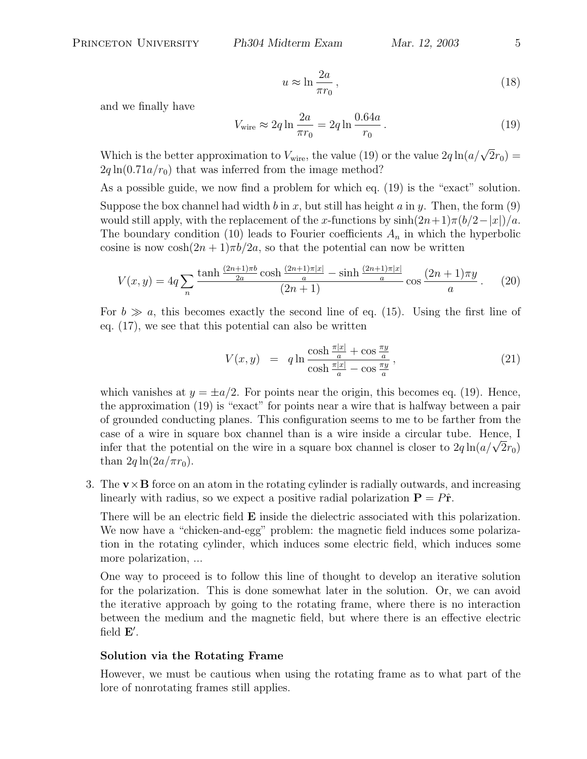$$u \approx \ln \frac{2a}{\pi r_0}, \tag{18}$$

and we finally have

$$V_{\rm wire} \approx 2q \ln \frac{2a}{\pi r_0} = 2q \ln \frac{0.64a}{r_0}. \tag{19}$$

Which is the better approximation to $V_{\rm wire}$, the value (19) or the value $2q\ln(a/\sqrt{2}r_0) = 2q\ln(0.71a/r_0)$ that was inferred from the image method?

As a possible guide, we now find a problem for which eq. (19) is the "exact" solution.

Suppose the box channel had width $b$ in $x$, but still has height $a$ in $y$. Then, the form (9) would still apply, with the replacement of the $x$-functions by $\sinh(2n+1)\pi(b/2-|x|)/a$. The boundary condition (10) leads to Fourier coefficients $A_n$ in which the hyperbolic cosine is now $\cosh(2n+1)\pi b/2a$, so that the potential can now be written

$$V(x,y) = 4q \sum_n \frac{\tanh \frac{(2n+1)\pi b}{2a} \cosh \frac{(2n+1)\pi |x|}{a} - \sinh \frac{(2n+1)\pi |x|}{a}}{(2n+1)} \cos \frac{(2n+1)\pi y}{a}. \tag{20}$$

For $b \gg a$, this becomes exactly the second line of eq. (15). Using the first line of eq. (17), we see that this potential can also be written

$$V(x,y) \;\; = \;\; q \ln \frac{\cosh \frac{\pi |x|}{a} + \cos \frac{\pi y}{a}}{\cosh \frac{\pi |x|}{a} - \cos \frac{\pi y}{a}}, \tag{21}$$

which vanishes at $y = \pm a/2$. For points near the origin, this becomes eq. (19). Hence, the approximation (19) is "exact" for points near a wire that is halfway between a pair of grounded conducting planes. This configuration seems to me to be farther from the case of a wire in square box channel than is a wire inside a circular tube. Hence, I infer that the potential on the wire in a square box channel is closer to $2q\ln(a/\sqrt{2}r_0)$ than $2q\ln(2a/\pi r_0)$.

3. The $\mathbf{v}\times\mathbf{B}$ force on an atom in the rotating cylinder is radially outwards, and increasing linearly with radius, so we expect a positive radial polarization $\mathbf{P} = P\hat{\mathbf{r}}$.

   There will be an electric field $\mathbf{E}$ inside the dielectric associated with this polarization. We now have a "chicken-and-egg" problem: the magnetic field induces some polarization in the rotating cylinder, which induces some electric field, which induces some more polarization, ...

   One way to proceed is to follow this line of thought to develop an iterative solution for the polarization. This is done somewhat later in the solution. Or, we can avoid the iterative approach by going to the rotating frame, where there is no interaction between the medium and the magnetic field, but where there is an effective electric field $\mathbf{E}'$.

   **Solution via the Rotating Frame**

   However, we must be cautious when using the rotating frame as to what part of the lore of nonrotating frames still applies.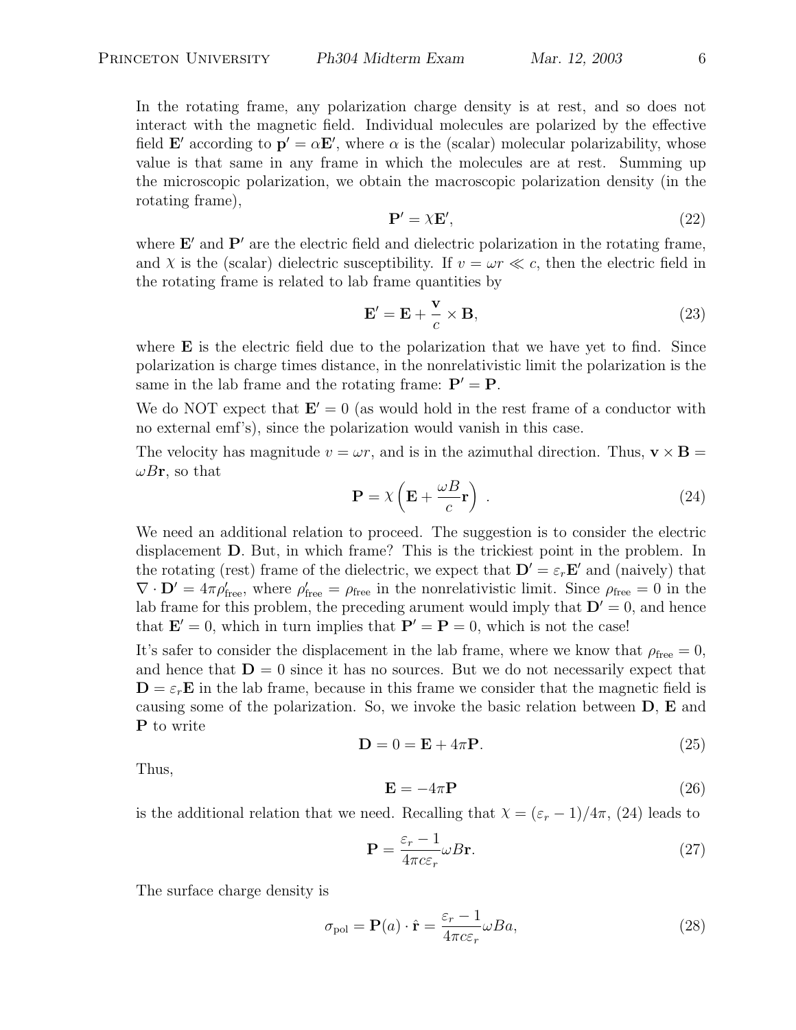In the rotating frame, any polarization charge density is at rest, and so does not interact with the magnetic field. Individual molecules are polarized by the effective field $\mathbf{E}'$ according to $\mathbf{p}' = \alpha \mathbf{E}'$, where $\alpha$ is the (scalar) molecular polarizability, whose value is that same in any frame in which the molecules are at rest. Summing up the microscopic polarization, we obtain the macroscopic polarization density (in the rotating frame),

$$\mathbf{P}' = \chi \mathbf{E}', \tag{22}$$

where $\mathbf{E}'$ and $\mathbf{P}'$ are the electric field and dielectric polarization in the rotating frame, and $\chi$ is the (scalar) dielectric susceptibility. If $v = \omega r \ll c$, then the electric field in the rotating frame is related to lab frame quantities by

$$\mathbf{E}' = \mathbf{E} + \frac{\mathbf{v}}{c} \times \mathbf{B}, \tag{23}$$

where $\mathbf{E}$ is the electric field due to the polarization that we have yet to find. Since polarization is charge times distance, in the nonrelativistic limit the polarization is the same in the lab frame and the rotating frame: $\mathbf{P}' = \mathbf{P}$.

We do NOT expect that $\mathbf{E}' = 0$ (as would hold in the rest frame of a conductor with no external emf's), since the polarization would vanish in this case.

The velocity has magnitude $v = \omega r$, and is in the azimuthal direction. Thus, $\mathbf{v} \times \mathbf{B} = \omega B \mathbf{r}$, so that

$$\mathbf{P} = \chi \left( \mathbf{E} + \frac{\omega B}{c} \mathbf{r} \right) . \tag{24}$$

We need an additional relation to proceed. The suggestion is to consider the electric displacement $\mathbf{D}$. But, in which frame? This is the trickiest point in the problem. In the rotating (rest) frame of the dielectric, we expect that $\mathbf{D}' = \varepsilon_r \mathbf{E}'$ and (naively) that $\nabla \cdot \mathbf{D}' = 4\pi \rho'_{\rm free}$, where $\rho'_{\rm free} = \rho_{\rm free}$ in the nonrelativistic limit. Since $\rho_{\rm free} = 0$ in the lab frame for this problem, the preceding arument would imply that $\mathbf{D}' = 0$, and hence that $\mathbf{E}' = 0$, which in turn implies that $\mathbf{P}' = \mathbf{P} = 0$, which is not the case!

It's safer to consider the displacement in the lab frame, where we know that $\rho_{\rm free} = 0$, and hence that $\mathbf{D} = 0$ since it has no sources. But we do not necessarily expect that $\mathbf{D} = \varepsilon_r \mathbf{E}$ in the lab frame, because in this frame we consider that the magnetic field is causing some of the polarization. So, we invoke the basic relation between $\mathbf{D}$, $\mathbf{E}$ and $\mathbf{P}$ to write

$$\mathbf{D} = 0 = \mathbf{E} + 4\pi \mathbf{P}. \tag{25}$$

Thus,

$$\mathbf{E} = -4\pi \mathbf{P} \tag{26}$$

is the additional relation that we need. Recalling that $\chi = (\varepsilon_r - 1)/4\pi$, (24) leads to

$$\mathbf{P} = \frac{\varepsilon_r - 1}{4\pi c \varepsilon_r} \omega B \mathbf{r}. \tag{27}$$

The surface charge density is

$$\sigma_{\rm pol} = \mathbf{P}(a) \cdot \hat{\mathbf{r}} = \frac{\varepsilon_r - 1}{4\pi c \varepsilon_r} \omega B a, \tag{28}$$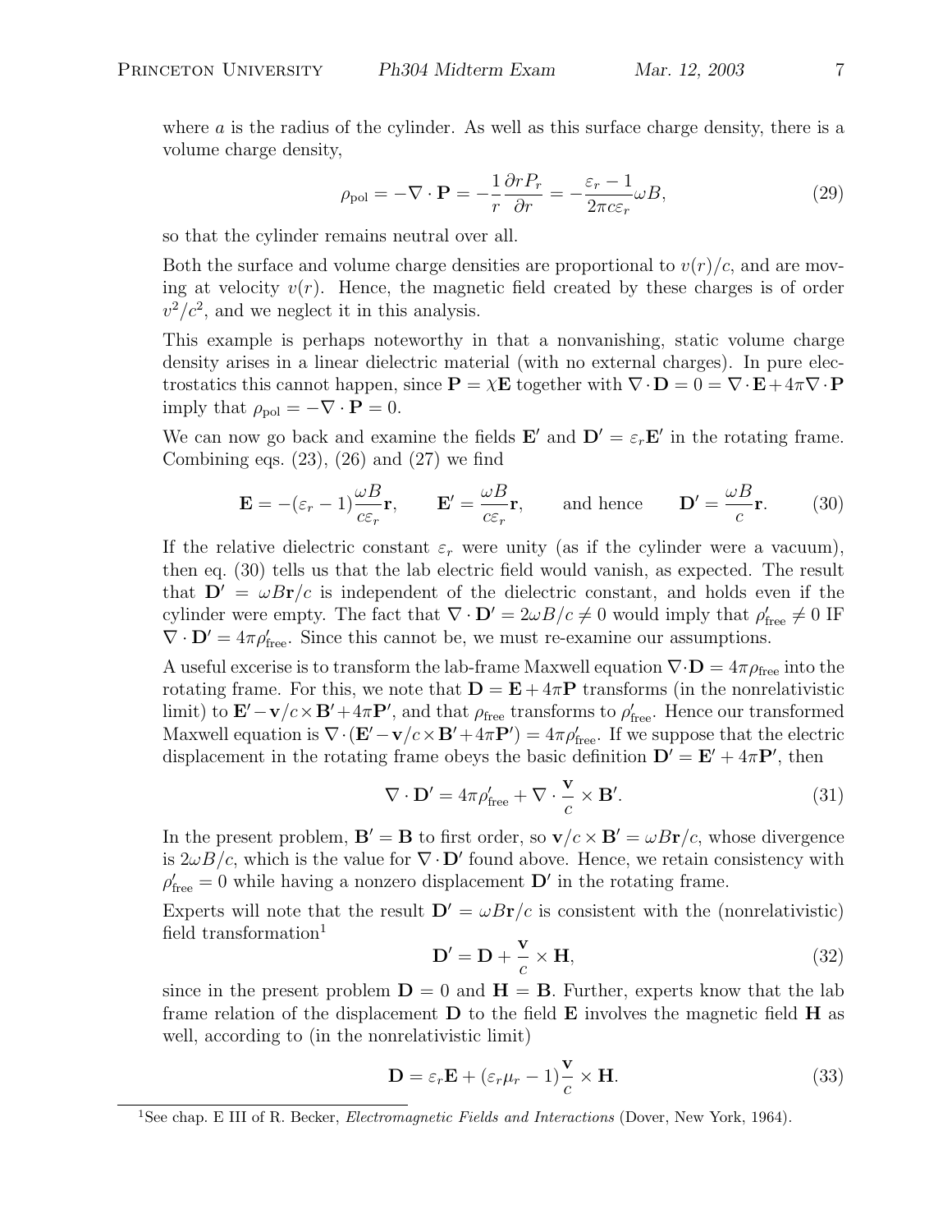where $a$ is the radius of the cylinder. As well as this surface charge density, there is a volume charge density,

$$\rho_{\rm pol} = -\nabla \cdot \mathbf{P} = -\frac{1}{r}\frac{\partial r P_r}{\partial r} = -\frac{\varepsilon_r - 1}{2\pi c \varepsilon_r}\omega B, \tag{29}$$

so that the cylinder remains neutral over all.

Both the surface and volume charge densities are proportional to $v(r)/c$, and are moving at velocity $v(r)$. Hence, the magnetic field created by these charges is of order $v^2/c^2$, and we neglect it in this analysis.

This example is perhaps noteworthy in that a nonvanishing, static volume charge density arises in a linear dielectric material (with no external charges). In pure electrostatics this cannot happen, since $\mathbf{P} = \chi \mathbf{E}$ together with $\nabla \cdot \mathbf{D} = 0 = \nabla \cdot \mathbf{E} + 4\pi \nabla \cdot \mathbf{P}$ imply that $\rho_{\rm pol} = -\nabla \cdot \mathbf{P} = 0$.

We can now go back and examine the fields $\mathbf{E}'$ and $\mathbf{D}' = \varepsilon_r \mathbf{E}'$ in the rotating frame. Combining eqs. (23), (26) and (27) we find

$$\mathbf{E} = -(\varepsilon_r - 1)\frac{\omega B}{c \varepsilon_r}\mathbf{r}, \qquad \mathbf{E}' = \frac{\omega B}{c \varepsilon_r}\mathbf{r}, \qquad \text{and hence} \qquad \mathbf{D}' = \frac{\omega B}{c}\mathbf{r}. \tag{30}$$

If the relative dielectric constant $\varepsilon_r$ were unity (as if the cylinder were a vacuum), then eq. (30) tells us that the lab electric field would vanish, as expected. The result that $\mathbf{D}' = \omega B \mathbf{r}/c$ is independent of the dielectric constant, and holds even if the cylinder were empty. The fact that $\nabla \cdot \mathbf{D}' = 2\omega B/c \neq 0$ would imply that $\rho'_{\rm free} \neq 0$ IF $\nabla \cdot \mathbf{D}' = 4\pi \rho'_{\rm free}$. Since this cannot be, we must re-examine our assumptions.

A useful excerise is to transform the lab-frame Maxwell equation $\nabla \cdot \mathbf{D} = 4\pi \rho_{\rm free}$ into the rotating frame. For this, we note that $\mathbf{D} = \mathbf{E} + 4\pi \mathbf{P}$ transforms (in the nonrelativistic limit) to $\mathbf{E}' - \mathbf{v}/c \times \mathbf{B}' + 4\pi \mathbf{P}'$, and that $\rho_{\rm free}$ transforms to $\rho'_{\rm free}$. Hence our transformed Maxwell equation is $\nabla \cdot (\mathbf{E}' - \mathbf{v}/c \times \mathbf{B}' + 4\pi \mathbf{P}') = 4\pi \rho'_{\rm free}$. If we suppose that the electric displacement in the rotating frame obeys the basic definition $\mathbf{D}' = \mathbf{E}' + 4\pi \mathbf{P}'$, then

$$\nabla \cdot \mathbf{D}' = 4\pi \rho'_{\rm free} + \nabla \cdot \frac{\mathbf{v}}{c} \times \mathbf{B}'. \tag{31}$$

In the present problem, $\mathbf{B}' = \mathbf{B}$ to first order, so $\mathbf{v}/c \times \mathbf{B}' = \omega B \mathbf{r}/c$, whose divergence is $2\omega B/c$, which is the value for $\nabla \cdot \mathbf{D}'$ found above. Hence, we retain consistency with $\rho'_{\rm free} = 0$ while having a nonzero displacement $\mathbf{D}'$ in the rotating frame.

Experts will note that the result $\mathbf{D}' = \omega B \mathbf{r}/c$ is consistent with the (nonrelativistic) field transformation[1]

$$\mathbf{D}' = \mathbf{D} + \frac{\mathbf{v}}{c} \times \mathbf{H}, \tag{32}$$

since in the present problem $\mathbf{D} = 0$ and $\mathbf{H} = \mathbf{B}$. Further, experts know that the lab frame relation of the displacement $\mathbf{D}$ to the field $\mathbf{E}$ involves the magnetic field $\mathbf{H}$ as well, according to (in the nonrelativistic limit)

$$\mathbf{D} = \varepsilon_r \mathbf{E} + (\varepsilon_r \mu_r - 1)\frac{\mathbf{v}}{c} \times \mathbf{H}. \tag{33}$$

[1] See chap. E III of R. Becker, *Electromagnetic Fields and Interactions* (Dover, New York, 1964).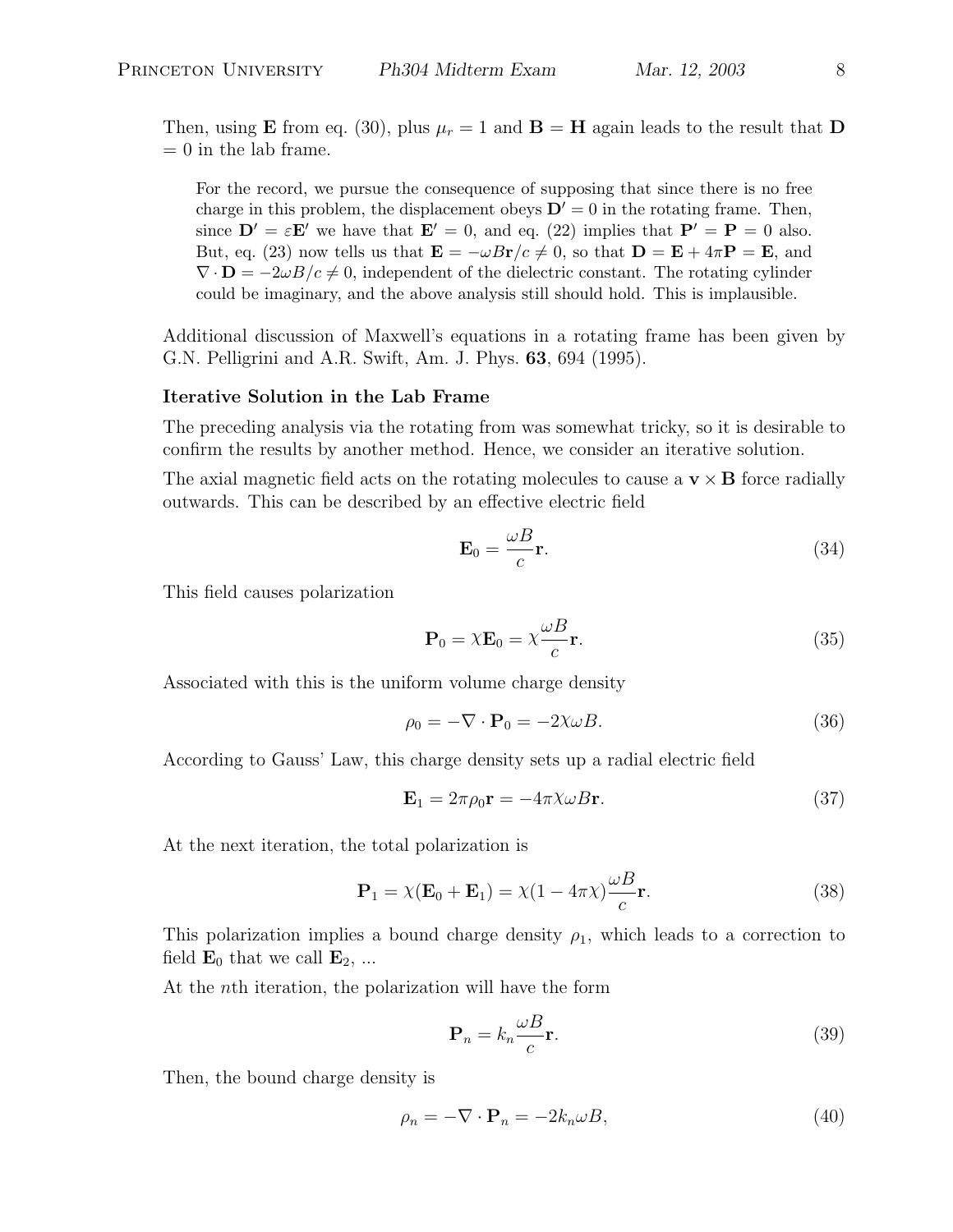Then, using **E** from eq. (30), plus $\mu_r = 1$ and $\mathbf{B} = \mathbf{H}$ again leads to the result that $\mathbf{D} = 0$ in the lab frame.

> For the record, we pursue the consequence of supposing that since there is no free charge in this problem, the displacement obeys $\mathbf{D}' = 0$ in the rotating frame. Then, since $\mathbf{D}' = \varepsilon \mathbf{E}'$ we have that $\mathbf{E}' = 0$, and eq. (22) implies that $\mathbf{P}' = \mathbf{P} = 0$ also. But, eq. (23) now tells us that $\mathbf{E} = -\omega B \mathbf{r}/c \neq 0$, so that $\mathbf{D} = \mathbf{E} + 4\pi\mathbf{P} = \mathbf{E}$, and $\nabla \cdot \mathbf{D} = -2\omega B/c \neq 0$, independent of the dielectric constant. The rotating cylinder could be imaginary, and the above analysis still should hold. This is implausible.

Additional discussion of Maxwell's equations in a rotating frame has been given by G.N. Pelligrini and A.R. Swift, Am. J. Phys. **63**, 694 (1995).

**Iterative Solution in the Lab Frame**

The preceding analysis via the rotating from was somewhat tricky, so it is desirable to confirm the results by another method. Hence, we consider an iterative solution.

The axial magnetic field acts on the rotating molecules to cause a $\mathbf{v} \times \mathbf{B}$ force radially outwards. This can be described by an effective electric field

$$\mathbf{E}_0 = \frac{\omega B}{c}\mathbf{r}. \tag{34}$$

This field causes polarization

$$\mathbf{P}_0 = \chi \mathbf{E}_0 = \chi \frac{\omega B}{c}\mathbf{r}. \tag{35}$$

Associated with this is the uniform volume charge density

$$\rho_0 = -\nabla \cdot \mathbf{P}_0 = -2\chi\omega B. \tag{36}$$

According to Gauss' Law, this charge density sets up a radial electric field

$$\mathbf{E}_1 = 2\pi\rho_0\mathbf{r} = -4\pi\chi\omega B\mathbf{r}. \tag{37}$$

At the next iteration, the total polarization is

$$\mathbf{P}_1 = \chi(\mathbf{E}_0 + \mathbf{E}_1) = \chi(1 - 4\pi\chi)\frac{\omega B}{c}\mathbf{r}. \tag{38}$$

This polarization implies a bound charge density $\rho_1$, which leads to a correction to field $\mathbf{E}_0$ that we call $\mathbf{E}_2$, ...

At the $n$th iteration, the polarization will have the form

$$\mathbf{P}_n = k_n \frac{\omega B}{c}\mathbf{r}. \tag{39}$$

Then, the bound charge density is

$$\rho_n = -\nabla \cdot \mathbf{P}_n = -2k_n\omega B, \tag{40}$$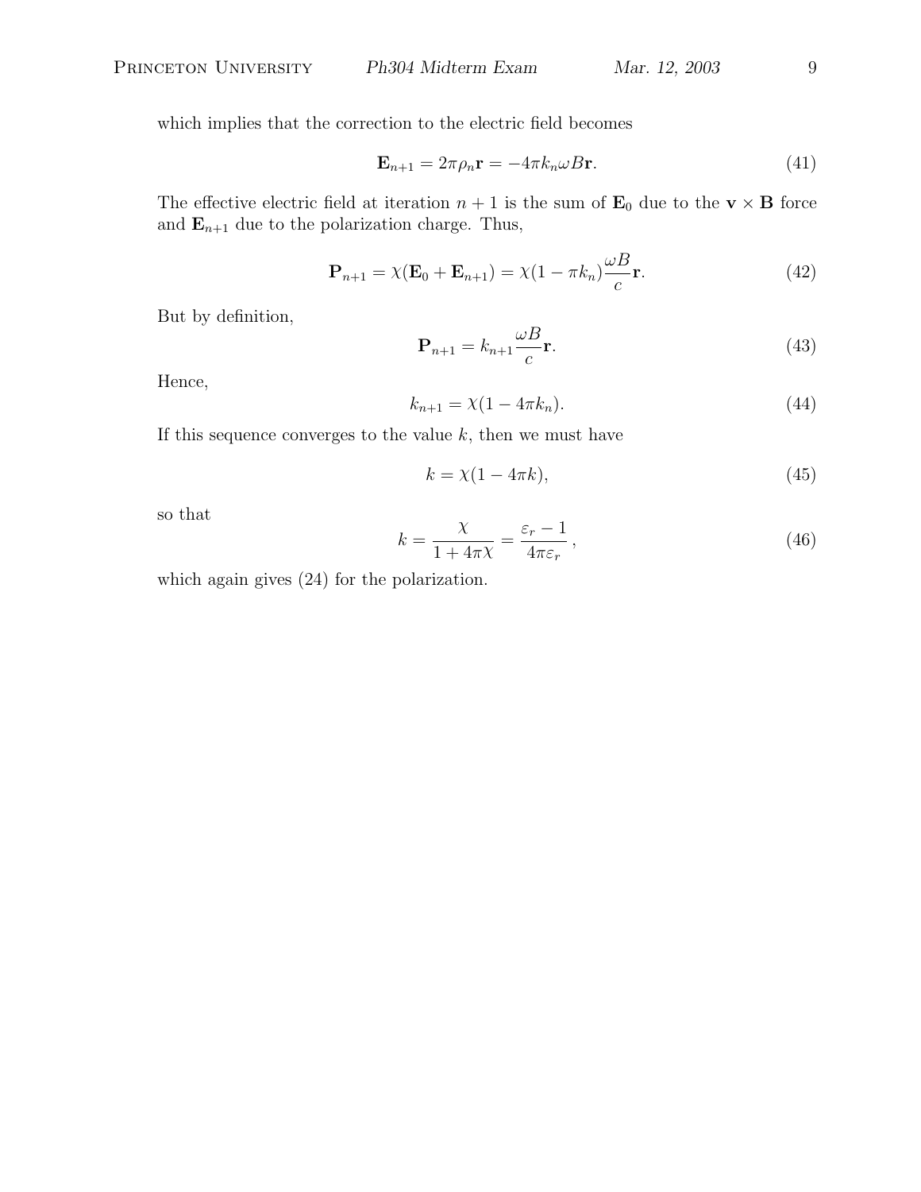which implies that the correction to the electric field becomes

$$\mathbf{E}_{n+1} = 2\pi\rho_n \mathbf{r} = -4\pi k_n \omega B \mathbf{r}. \tag{41}$$

The effective electric field at iteration $n+1$ is the sum of $\mathbf{E}_0$ due to the $\mathbf{v} \times \mathbf{B}$ force and $\mathbf{E}_{n+1}$ due to the polarization charge. Thus,

$$\mathbf{P}_{n+1} = \chi(\mathbf{E}_0 + \mathbf{E}_{n+1}) = \chi(1 - \pi k_n)\frac{\omega B}{c}\mathbf{r}. \tag{42}$$

But by definition,

$$\mathbf{P}_{n+1} = k_{n+1}\frac{\omega B}{c}\mathbf{r}. \tag{43}$$

Hence,

$$k_{n+1} = \chi(1 - 4\pi k_n). \tag{44}$$

If this sequence converges to the value $k$, then we must have

$$k = \chi(1 - 4\pi k), \tag{45}$$

so that

$$k = \frac{\chi}{1 + 4\pi\chi} = \frac{\varepsilon_r - 1}{4\pi\varepsilon_r}\,, \tag{46}$$

which again gives (24) for the polarization.